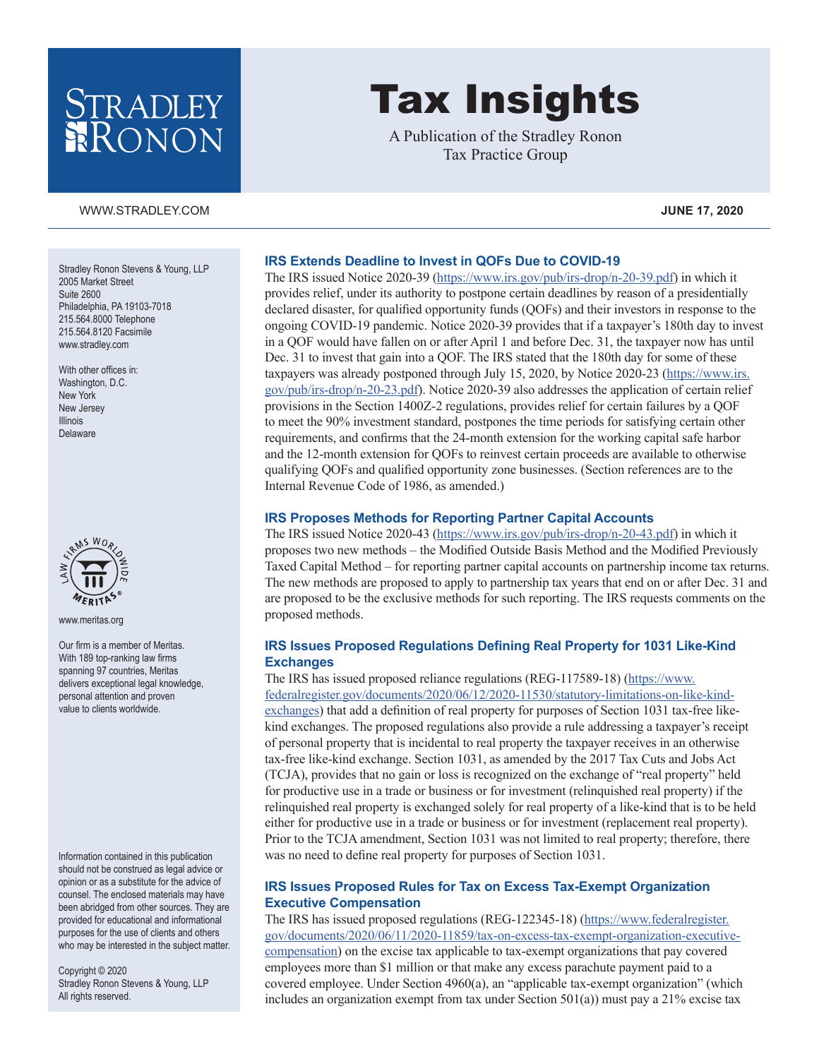# Tax Insights

A Publication of the Stradley Ronon Tax Practice Group

WWW.STRADLEY.COM

**JUNE 17, 2020**

Stradley Ronon Stevens & Young, LLP
2005 Market Street
Suite 2600
Philadelphia, PA 19103-7018
215.564.8000 Telephone
215.564.8120 Facsimile
www.stradley.com

With other offices in:
Washington, D.C.
New York
New Jersey
Illinois
Delaware

www.meritas.org

Our firm is a member of Meritas. With 189 top-ranking law firms spanning 97 countries, Meritas delivers exceptional legal knowledge, personal attention and proven value to clients worldwide.

Information contained in this publication should not be construed as legal advice or opinion or as a substitute for the advice of counsel. The enclosed materials may have been abridged from other sources. They are provided for educational and informational purposes for the use of clients and others who may be interested in the subject matter.

Copyright © 2020
Stradley Ronon Stevens & Young, LLP
All rights reserved.

## IRS Extends Deadline to Invest in QOFs Due to COVID-19

The IRS issued Notice 2020-39 (https://www.irs.gov/pub/irs-drop/n-20-39.pdf) in which it provides relief, under its authority to postpone certain deadlines by reason of a presidentially declared disaster, for qualified opportunity funds (QOFs) and their investors in response to the ongoing COVID-19 pandemic. Notice 2020-39 provides that if a taxpayer's 180th day to invest in a QOF would have fallen on or after April 1 and before Dec. 31, the taxpayer now has until Dec. 31 to invest that gain into a QOF. The IRS stated that the 180th day for some of these taxpayers was already postponed through July 15, 2020, by Notice 2020-23 (https://www.irs.gov/pub/irs-drop/n-20-23.pdf). Notice 2020-39 also addresses the application of certain relief provisions in the Section 1400Z-2 regulations, provides relief for certain failures by a QOF to meet the 90% investment standard, postpones the time periods for satisfying certain other requirements, and confirms that the 24-month extension for the working capital safe harbor and the 12-month extension for QOFs to reinvest certain proceeds are available to otherwise qualifying QOFs and qualified opportunity zone businesses. (Section references are to the Internal Revenue Code of 1986, as amended.)

## IRS Proposes Methods for Reporting Partner Capital Accounts

The IRS issued Notice 2020-43 (https://www.irs.gov/pub/irs-drop/n-20-43.pdf) in which it proposes two new methods – the Modified Outside Basis Method and the Modified Previously Taxed Capital Method – for reporting partner capital accounts on partnership income tax returns. The new methods are proposed to apply to partnership tax years that end on or after Dec. 31 and are proposed to be the exclusive methods for such reporting. The IRS requests comments on the proposed methods.

## IRS Issues Proposed Regulations Defining Real Property for 1031 Like-Kind Exchanges

The IRS has issued proposed reliance regulations (REG-117589-18) (https://www.federalregister.gov/documents/2020/06/12/2020-11530/statutory-limitations-on-like-kind-exchanges) that add a definition of real property for purposes of Section 1031 tax-free like-kind exchanges. The proposed regulations also provide a rule addressing a taxpayer's receipt of personal property that is incidental to real property the taxpayer receives in an otherwise tax-free like-kind exchange. Section 1031, as amended by the 2017 Tax Cuts and Jobs Act (TCJA), provides that no gain or loss is recognized on the exchange of "real property" held for productive use in a trade or business or for investment (relinquished real property) if the relinquished real property is exchanged solely for real property of a like-kind that is to be held either for productive use in a trade or business or for investment (replacement real property). Prior to the TCJA amendment, Section 1031 was not limited to real property; therefore, there was no need to define real property for purposes of Section 1031.

## IRS Issues Proposed Rules for Tax on Excess Tax-Exempt Organization Executive Compensation

The IRS has issued proposed regulations (REG-122345-18) (https://www.federalregister.gov/documents/2020/06/11/2020-11859/tax-on-excess-tax-exempt-organization-executive-compensation) on the excise tax applicable to tax-exempt organizations that pay covered employees more than $1 million or that make any excess parachute payment paid to a covered employee. Under Section 4960(a), an "applicable tax-exempt organization" (which includes an organization exempt from tax under Section 501(a)) must pay a 21% excise tax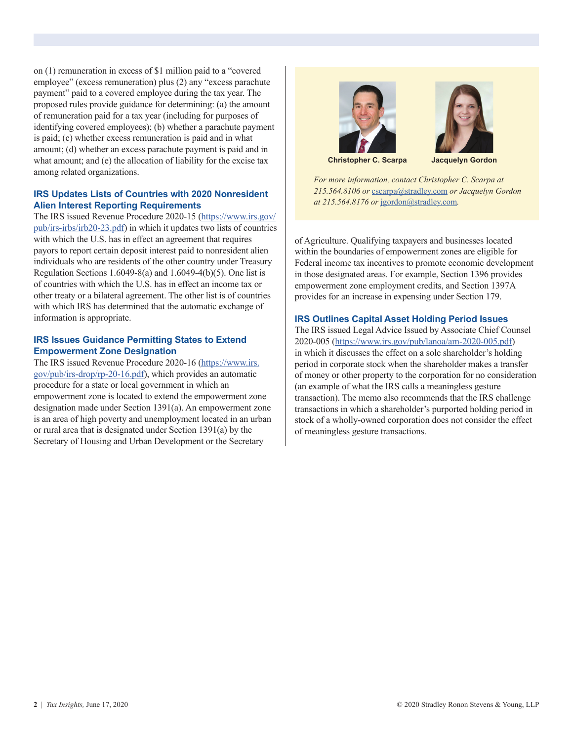on (1) remuneration in excess of $1 million paid to a "covered employee" (excess remuneration) plus (2) any "excess parachute payment" paid to a covered employee during the tax year. The proposed rules provide guidance for determining: (a) the amount of remuneration paid for a tax year (including for purposes of identifying covered employees); (b) whether a parachute payment is paid; (c) whether excess remuneration is paid and in what amount; (d) whether an excess parachute payment is paid and in what amount; and (e) the allocation of liability for the excise tax among related organizations.

### IRS Updates Lists of Countries with 2020 Nonresident Alien Interest Reporting Requirements

The IRS issued Revenue Procedure 2020-15 (https://www.irs.gov/pub/irs-irbs/irb20-23.pdf) in which it updates two lists of countries with which the U.S. has in effect an agreement that requires payors to report certain deposit interest paid to nonresident alien individuals who are residents of the other country under Treasury Regulation Sections 1.6049-8(a) and 1.6049-4(b)(5). One list is of countries with which the U.S. has in effect an income tax or other treaty or a bilateral agreement. The other list is of countries with which IRS has determined that the automatic exchange of information is appropriate.

### IRS Issues Guidance Permitting States to Extend Empowerment Zone Designation

The IRS issued Revenue Procedure 2020-16 (https://www.irs.gov/pub/irs-drop/rp-20-16.pdf), which provides an automatic procedure for a state or local government in which an empowerment zone is located to extend the empowerment zone designation made under Section 1391(a). An empowerment zone is an area of high poverty and unemployment located in an urban or rural area that is designated under Section 1391(a) by the Secretary of Housing and Urban Development or the Secretary of Agriculture. Qualifying taxpayers and businesses located within the boundaries of empowerment zones are eligible for Federal income tax incentives to promote economic development in those designated areas. For example, Section 1396 provides empowerment zone employment credits, and Section 1397A provides for an increase in expensing under Section 179.

### IRS Outlines Capital Asset Holding Period Issues

The IRS issued Legal Advice Issued by Associate Chief Counsel 2020-005 (https://www.irs.gov/pub/lanoa/am-2020-005.pdf) in which it discusses the effect on a sole shareholder's holding period in corporate stock when the shareholder makes a transfer of money or other property to the corporation for no consideration (an example of what the IRS calls a meaningless gesture transaction). The memo also recommends that the IRS challenge transactions in which a shareholder's purported holding period in stock of a wholly-owned corporation does not consider the effect of meaningless gesture transactions.

**Christopher C. Scarpa** **Jacquelyn Gordon**

*For more information, contact Christopher C. Scarpa at 215.564.8106 or* cscarpa@stradley.com *or Jacquelyn Gordon at 215.564.8176 or* jgordon@stradley.com*.*

© 2020 Stradley Ronon Stevens & Young, LLP